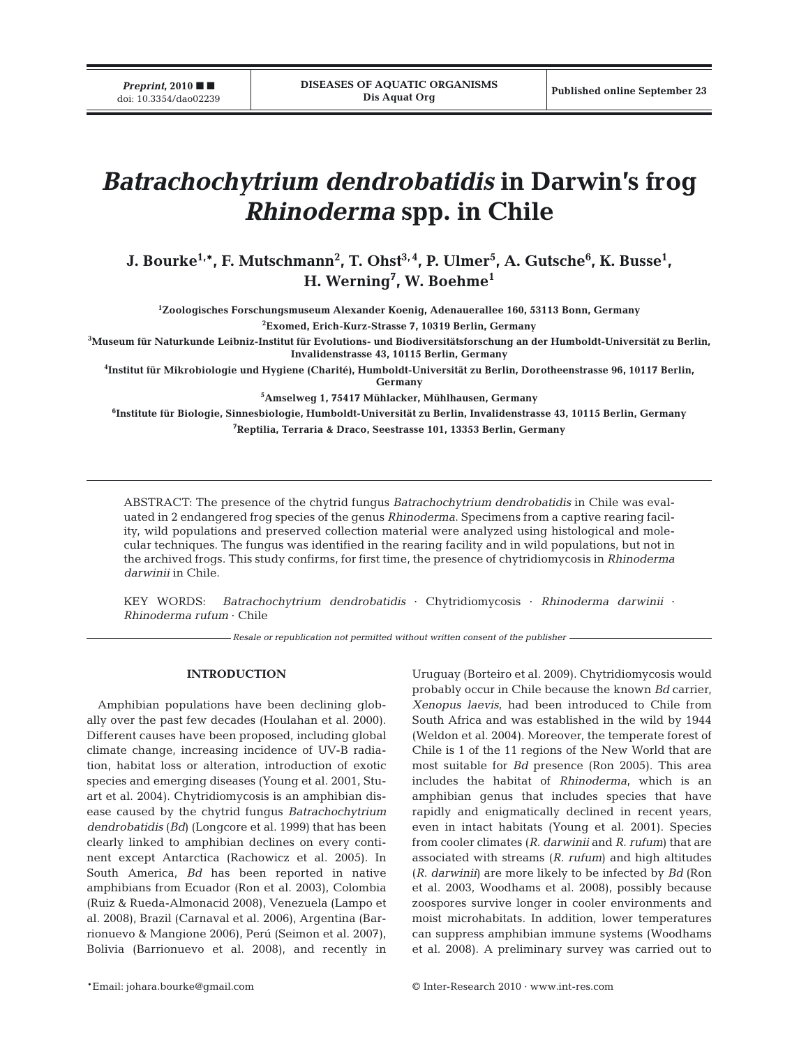# *Batrachochytrium dendrobatidis* in Darwin's frog *Rhinoderma* spp. in Chile

**J. Bourke[1,*], F. Mutschmann[2], T. Ohst[3,4], P. Ulmer[5], A. Gutsche[6], K. Busse[1], H. Werning[7], W. Boehme[1]**

[1]Zoologisches Forschungsmuseum Alexander Koenig, Adenauerallee 160, 53113 Bonn, Germany

[2]Exomed, Erich-Kurz-Strasse 7, 10319 Berlin, Germany

[3]Museum für Naturkunde Leibniz-Institut für Evolutions- und Biodiversitätsforschung an der Humboldt-Universität zu Berlin, Invalidenstrasse 43, 10115 Berlin, Germany

[4]Institut für Mikrobiologie und Hygiene (Charité), Humboldt-Universität zu Berlin, Dorotheenstrasse 96, 10117 Berlin, Germany

[5]Amselweg 1, 75417 Mühlacker, Mühlhausen, Germany

[6]Institute für Biologie, Sinnesbiologie, Humboldt-Universität zu Berlin, Invalidenstrasse 43, 10115 Berlin, Germany

[7]Reptilia, Terraria & Draco, Seestrasse 101, 13353 Berlin, Germany

ABSTRACT: The presence of the chytrid fungus *Batrachochytrium dendrobatidis* in Chile was evaluated in 2 endangered frog species of the genus *Rhinoderma*. Specimens from a captive rearing facility, wild populations and preserved collection material were analyzed using histological and molecular techniques. The fungus was identified in the rearing facility and in wild populations, but not in the archived frogs. This study confirms, for first time, the presence of chytridiomycosis in *Rhinoderma darwinii* in Chile.

KEY WORDS: *Batrachochytrium dendrobatidis* · Chytridiomycosis · *Rhinoderma darwinii* · *Rhinoderma rufum* · Chile

*Resale or republication not permitted without written consent of the publisher*

## INTRODUCTION

Amphibian populations have been declining globally over the past few decades (Houlahan et al. 2000). Different causes have been proposed, including global climate change, increasing incidence of UV-B radiation, habitat loss or alteration, introduction of exotic species and emerging diseases (Young et al. 2001, Stuart et al. 2004). Chytridiomycosis is an amphibian disease caused by the chytrid fungus *Batrachochytrium dendrobatidis* (*Bd*) (Longcore et al. 1999) that has been clearly linked to amphibian declines on every continent except Antarctica (Rachowicz et al. 2005). In South America, *Bd* has been reported in native amphibians from Ecuador (Ron et al. 2003), Colombia (Ruiz & Rueda-Almonacid 2008), Venezuela (Lampo et al. 2008), Brazil (Carnaval et al. 2006), Argentina (Barrionuevo & Mangione 2006), Perú (Seimon et al. 2007), Bolivia (Barrionuevo et al. 2008), and recently in Uruguay (Borteiro et al. 2009). Chytridiomycosis would probably occur in Chile because the known *Bd* carrier, *Xenopus laevis*, had been introduced to Chile from South Africa and was established in the wild by 1944 (Weldon et al. 2004). Moreover, the temperate forest of Chile is 1 of the 11 regions of the New World that are most suitable for *Bd* presence (Ron 2005). This area includes the habitat of *Rhinoderma*, which is an amphibian genus that includes species that have rapidly and enigmatically declined in recent years, even in intact habitats (Young et al. 2001). Species from cooler climates (*R. darwinii* and *R. rufum*) that are associated with streams (*R. rufum*) and high altitudes (*R. darwinii*) are more likely to be infected by *Bd* (Ron et al. 2003, Woodhams et al. 2008), possibly because zoospores survive longer in cooler environments and moist microhabitats. In addition, lower temperatures can suppress amphibian immune systems (Woodhams et al. 2008). A preliminary survey was carried out to

*Email: johara.bourke@gmail.com

© Inter-Research 2010 · www.int-res.com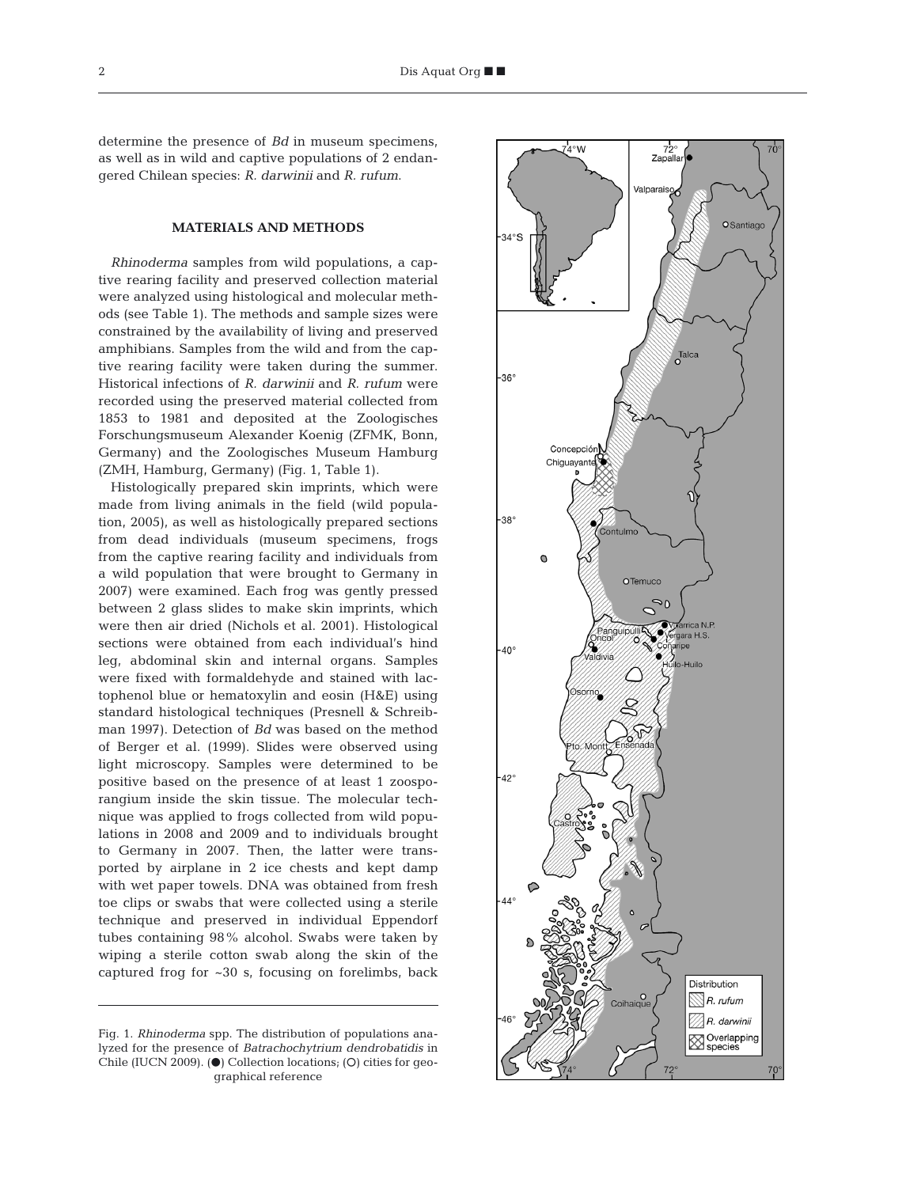determine the presence of *Bd* in museum specimens, as well as in wild and captive populations of 2 endangered Chilean species: *R. darwinii* and *R. rufum*.

## MATERIALS AND METHODS

*Rhinoderma* samples from wild populations, a captive rearing facility and preserved collection material were analyzed using histological and molecular methods (see Table 1). The methods and sample sizes were constrained by the availability of living and preserved amphibians. Samples from the wild and from the captive rearing facility were taken during the summer. Historical infections of *R. darwinii* and *R. rufum* were recorded using the preserved material collected from 1853 to 1981 and deposited at the Zoologisches Forschungsmuseum Alexander Koenig (ZFMK, Bonn, Germany) and the Zoologisches Museum Hamburg (ZMH, Hamburg, Germany) (Fig. 1, Table 1).

Histologically prepared skin imprints, which were made from living animals in the field (wild population, 2005), as well as histologically prepared sections from dead individuals (museum specimens, frogs from the captive rearing facility and individuals from a wild population that were brought to Germany in 2007) were examined. Each frog was gently pressed between 2 glass slides to make skin imprints, which were then air dried (Nichols et al. 2001). Histological sections were obtained from each individual's hind leg, abdominal skin and internal organs. Samples were fixed with formaldehyde and stained with lactophenol blue or hematoxylin and eosin (H&E) using standard histological techniques (Presnell & Schreibman 1997). Detection of *Bd* was based on the method of Berger et al. (1999). Slides were observed using light microscopy. Samples were determined to be positive based on the presence of at least 1 zoosporangium inside the skin tissue. The molecular technique was applied to frogs collected from wild populations in 2008 and 2009 and to individuals brought to Germany in 2007. Then, the latter were transported by airplane in 2 ice chests and kept damp with wet paper towels. DNA was obtained from fresh toe clips or swabs that were collected using a sterile technique and preserved in individual Eppendorf tubes containing 98% alcohol. Swabs were taken by wiping a sterile cotton swab along the skin of the captured frog for ~30 s, focusing on forelimbs, back

Fig. 1. *Rhinoderma* spp. The distribution of populations analyzed for the presence of *Batrachochytrium dendrobatidis* in Chile (IUCN 2009). (●) Collection locations; (○) cities for geographical reference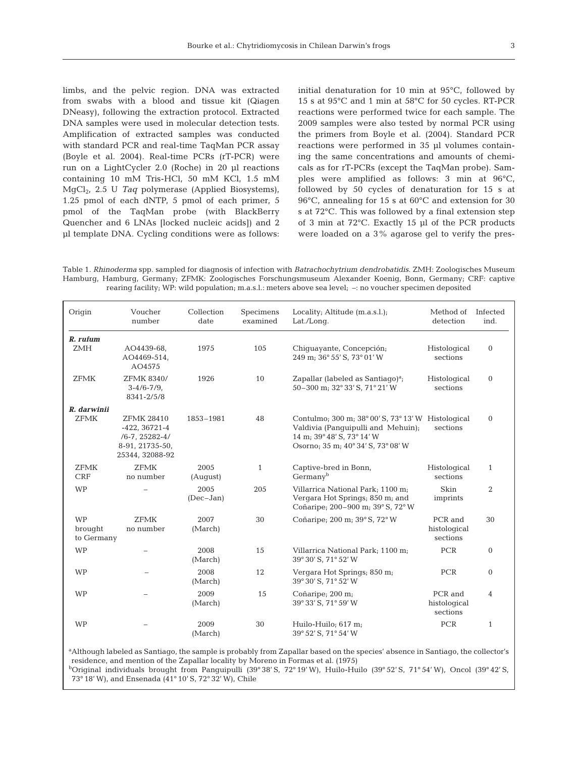limbs, and the pelvic region. DNA was extracted from swabs with a blood and tissue kit (Qiagen DNeasy), following the extraction protocol. Extracted DNA samples were used in molecular detection tests. Amplification of extracted samples was conducted with standard PCR and real-time TaqMan PCR assay (Boyle et al. 2004). Real-time PCRs (rT-PCR) were run on a LightCycler 2.0 (Roche) in 20 µl reactions containing 10 mM Tris-HCl, 50 mM KCl, 1.5 mM $MgCl_2$, 2.5 U *Taq* polymerase (Applied Biosystems), 1.25 pmol of each dNTP, 5 pmol of each primer, 5 pmol of the TaqMan probe (with BlackBerry Quencher and 6 LNAs [locked nucleic acids]) and 2 µl template DNA. Cycling conditions were as follows: initial denaturation for 10 min at 95°C, followed by 15 s at 95°C and 1 min at 58°C for 50 cycles. RT-PCR reactions were performed twice for each sample. The 2009 samples were also tested by normal PCR using the primers from Boyle et al. (2004). Standard PCR reactions were performed in 35 µl volumes containing the same concentrations and amounts of chemicals as for rT-PCRs (except the TaqMan probe). Samples were amplified as follows: 3 min at 96°C, followed by 50 cycles of denaturation for 15 s at 96°C, annealing for 15 s at 60°C and extension for 30 s at 72°C. This was followed by a final extension step of 3 min at 72°C. Exactly 15 µl of the PCR products were loaded on a 3% agarose gel to verify the pres-

Table 1. *Rhinoderma* spp. sampled for diagnosis of infection with *Batrachochytrium dendrobatidis*. ZMH: Zoologisches Museum Hamburg, Hamburg, Germany; ZFMK: Zoologisches Forschungsmuseum Alexander Koenig, Bonn, Germany; CRF: captive rearing facility; WP: wild population; m.a.s.l.: meters above sea level; –: no voucher specimen deposited

| Origin | Voucher number | Collection date | Specimens examined | Locality; Altitude (m.a.s.l.); Lat./Long. | Method of detection | Infected ind. |
|---|---|---|---|---|---|---|
| ***R. rufum*** | | | | | | |
| ZMH | AO4439-68, AO4469-514, AO4575 | 1975 | 105 | Chiguayante, Concepción; 249 m; 36° 55′ S, 73° 01′ W | Histological sections | 0 |
| ZFMK | ZFMK 8340/ 3-4/6-7/9, 8341-2/5/8 | 1926 | 10 | Zapallar (labeled as Santiago)[a]; 50–300 m; 32° 33′ S, 71° 21′ W | Histological sections | 0 |
| ***R. darwinii*** | | | | | | |
| ZFMK | ZFMK 28410 -422, 36721-4 /6-7, 25282-4/ 8-91, 21735-50, 25344, 32088-92 | 1853–1981 | 48 | Contulmo; 300 m; 38° 00′ S, 73° 13′ W Valdivia (Panguipulli and Mehuin); 14 m; 39° 48′ S, 73° 14′ W Osorno; 35 m; 40° 34′ S, 73° 08′ W | Histological sections | 0 |
| ZFMK CRF | ZFMK no number | 2005 (August) | 1 | Captive-bred in Bonn, Germany[b] | Histological sections | 1 |
| WP | – | 2005 (Dec–Jan) | 205 | Villarrica National Park; 1100 m; Vergara Hot Springs; 850 m; and Coñaripe; 200–900 m; 39° S, 72° W | Skin imprints | 2 |
| WP brought to Germany | ZFMK no number | 2007 (March) | 30 | Coñaripe; 200 m; 39° S, 72° W | PCR and histological sections | 30 |
| WP | – | 2008 (March) | 15 | Villarrica National Park; 1100 m; 39° 30′ S, 71° 52′ W | PCR | 0 |
| WP | – | 2008 (March) | 12 | Vergara Hot Springs; 850 m; 39° 30′ S, 71° 52′ W | PCR | 0 |
| WP | – | 2009 (March) | 15 | Coñaripe; 200 m; 39° 33′ S, 71° 59′ W | PCR and histological sections | 4 |
| WP | – | 2009 (March) | 30 | Huilo-Huilo; 617 m; 39° 52′ S, 71° 54′ W | PCR | 1 |

[a]Although labeled as Santiago, the sample is probably from Zapallar based on the species' absence in Santiago, the collector's residence, and mention of the Zapallar locality by Moreno in Formas et al. (1975)
[b]Original individuals brought from Panguipulli (39° 38′ S, 72° 19′ W), Huilo-Huilo (39° 52′ S, 71° 54′ W), Oncol (39° 42′ S, 73° 18′ W), and Ensenada (41° 10′ S, 72° 32′ W), Chile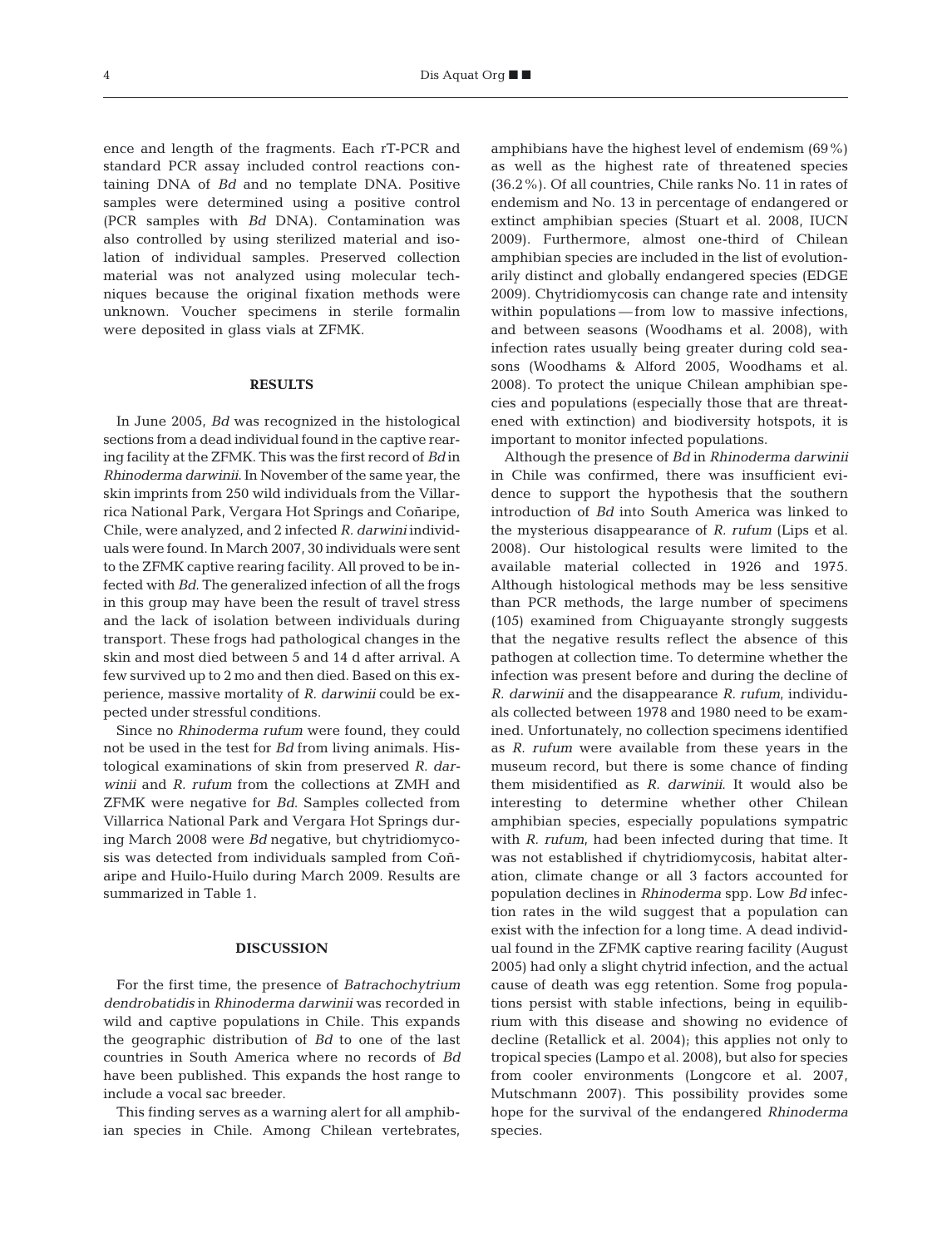ence and length of the fragments. Each rT-PCR and standard PCR assay included control reactions containing DNA of *Bd* and no template DNA. Positive samples were determined using a positive control (PCR samples with *Bd* DNA). Contamination was also controlled by using sterilized material and isolation of individual samples. Preserved collection material was not analyzed using molecular techniques because the original fixation methods were unknown. Voucher specimens in sterile formalin were deposited in glass vials at ZFMK.

## RESULTS

In June 2005, *Bd* was recognized in the histological sections from a dead individual found in the captive rearing facility at the ZFMK. This was the first record of *Bd* in *Rhinoderma darwinii*. In November of the same year, the skin imprints from 250 wild individuals from the Villarrica National Park, Vergara Hot Springs and Coñaripe, Chile, were analyzed, and 2 infected *R. darwini* individuals were found. In March 2007, 30 individuals were sent to the ZFMK captive rearing facility. All proved to be infected with *Bd*. The generalized infection of all the frogs in this group may have been the result of travel stress and the lack of isolation between individuals during transport. These frogs had pathological changes in the skin and most died between 5 and 14 d after arrival. A few survived up to 2 mo and then died. Based on this experience, massive mortality of *R. darwinii* could be expected under stressful conditions.

Since no *Rhinoderma rufum* were found, they could not be used in the test for *Bd* from living animals. Histological examinations of skin from preserved *R. darwinii* and *R. rufum* from the collections at ZMH and ZFMK were negative for *Bd*. Samples collected from Villarrica National Park and Vergara Hot Springs during March 2008 were *Bd* negative, but chytridiomycosis was detected from individuals sampled from Coñaripe and Huilo-Huilo during March 2009. Results are summarized in Table 1.

## DISCUSSION

For the first time, the presence of *Batrachochytrium dendrobatidis* in *Rhinoderma darwinii* was recorded in wild and captive populations in Chile. This expands the geographic distribution of *Bd* to one of the last countries in South America where no records of *Bd* have been published. This expands the host range to include a vocal sac breeder.

This finding serves as a warning alert for all amphibian species in Chile. Among Chilean vertebrates, amphibians have the highest level of endemism (69%) as well as the highest rate of threatened species (36.2%). Of all countries, Chile ranks No. 11 in rates of endemism and No. 13 in percentage of endangered or extinct amphibian species (Stuart et al. 2008, IUCN 2009). Furthermore, almost one-third of Chilean amphibian species are included in the list of evolutionarily distinct and globally endangered species (EDGE 2009). Chytridiomycosis can change rate and intensity within populations — from low to massive infections, and between seasons (Woodhams et al. 2008), with infection rates usually being greater during cold seasons (Woodhams & Alford 2005, Woodhams et al. 2008). To protect the unique Chilean amphibian species and populations (especially those that are threatened with extinction) and biodiversity hotspots, it is important to monitor infected populations.

Although the presence of *Bd* in *Rhinoderma darwinii* in Chile was confirmed, there was insufficient evidence to support the hypothesis that the southern introduction of *Bd* into South America was linked to the mysterious disappearance of *R. rufum* (Lips et al. 2008). Our histological results were limited to the available material collected in 1926 and 1975. Although histological methods may be less sensitive than PCR methods, the large number of specimens (105) examined from Chiguayante strongly suggests that the negative results reflect the absence of this pathogen at collection time. To determine whether the infection was present before and during the decline of *R. darwinii* and the disappearance *R. rufum*, individuals collected between 1978 and 1980 need to be examined. Unfortunately, no collection specimens identified as *R. rufum* were available from these years in the museum record, but there is some chance of finding them misidentified as *R. darwinii.* It would also be interesting to determine whether other Chilean amphibian species, especially populations sympatric with *R. rufum*, had been infected during that time. It was not established if chytridiomycosis, habitat alteration, climate change or all 3 factors accounted for population declines in *Rhinoderma* spp. Low *Bd* infection rates in the wild suggest that a population can exist with the infection for a long time. A dead individual found in the ZFMK captive rearing facility (August 2005) had only a slight chytrid infection, and the actual cause of death was egg retention. Some frog populations persist with stable infections, being in equilibrium with this disease and showing no evidence of decline (Retallick et al. 2004); this applies not only to tropical species (Lampo et al. 2008), but also for species from cooler environments (Longcore et al. 2007, Mutschmann 2007). This possibility provides some hope for the survival of the endangered *Rhinoderma* species.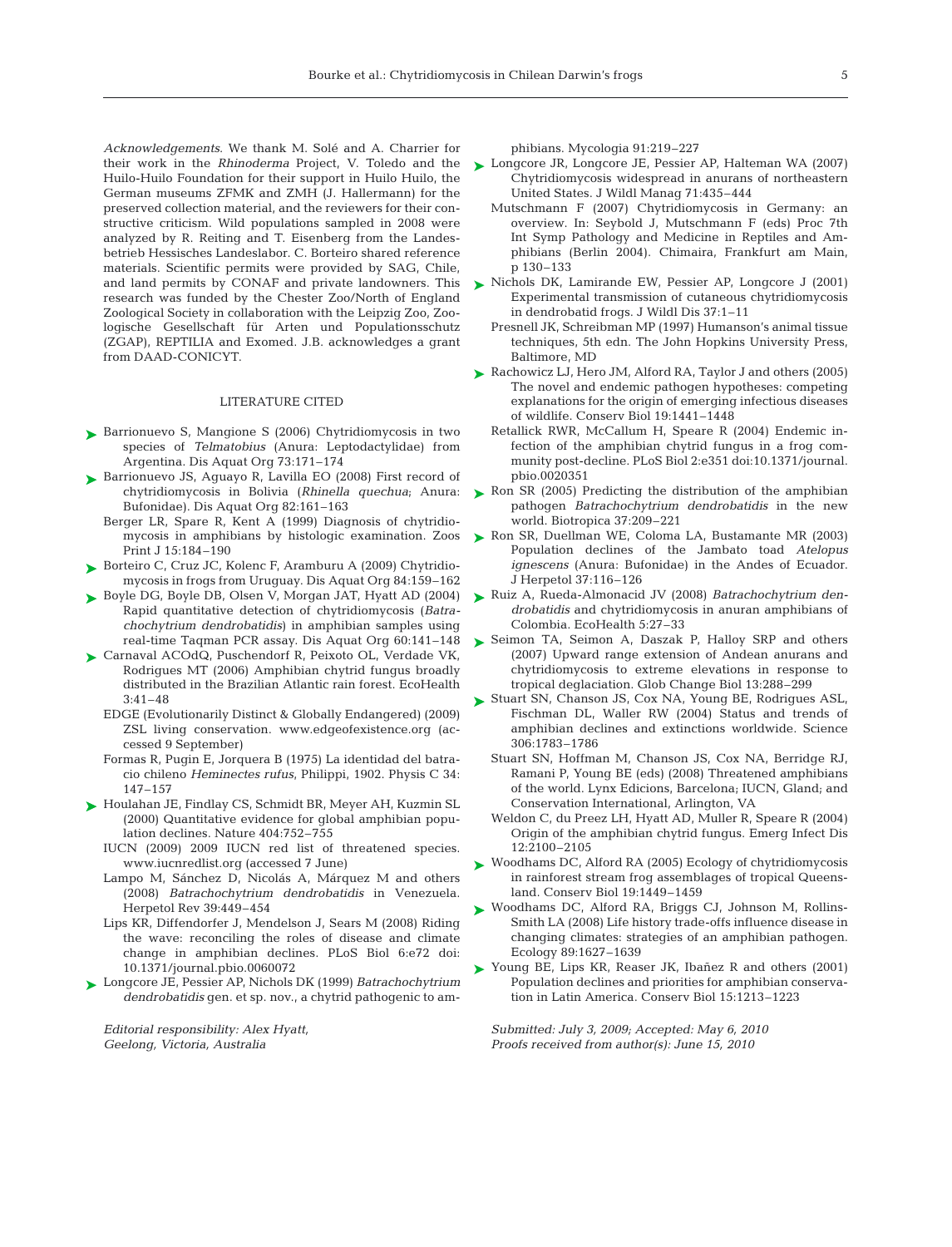*Acknowledgements*. We thank M. Solé and A. Charrier for their work in the *Rhinoderma* Project, V. Toledo and the Huilo-Huilo Foundation for their support in Huilo Huilo, the German museums ZFMK and ZMH (J. Hallermann) for the preserved collection material, and the reviewers for their constructive criticism. Wild populations sampled in 2008 were analyzed by R. Reiting and T. Eisenberg from the Landesbetrieb Hessisches Landeslabor. C. Borteiro shared reference materials. Scientific permits were provided by SAG, Chile, and land permits by CONAF and private landowners. This research was funded by the Chester Zoo/North of England Zoological Society in collaboration with the Leipzig Zoo, Zoologische Gesellschaft für Arten und Populationsschutz (ZGAP), REPTILIA and Exomed. J.B. acknowledges a grant from DAAD-CONICYT.

## LITERATURE CITED

- Barrionuevo S, Mangione S (2006) Chytridiomycosis in two species of *Telmatobius* (Anura: Leptodactylidae) from Argentina. Dis Aquat Org 73:171–174
- Barrionuevo JS, Aguayo R, Lavilla EO (2008) First record of chytridiomycosis in Bolivia (*Rhinella quechua*; Anura: Bufonidae). Dis Aquat Org 82:161–163
- Berger LR, Spare R, Kent A (1999) Diagnosis of chytridiomycosis in amphibians by histologic examination. Zoos Print J 15:184–190
- Borteiro C, Cruz JC, Kolenc F, Aramburu A (2009) Chytridiomycosis in frogs from Uruguay. Dis Aquat Org 84:159–162
- Boyle DG, Boyle DB, Olsen V, Morgan JAT, Hyatt AD (2004) Rapid quantitative detection of chytridiomycosis (*Batrachochytrium dendrobatidis*) in amphibian samples using real-time Taqman PCR assay. Dis Aquat Org 60:141–148
- Carnaval ACOdQ, Puschendorf R, Peixoto OL, Verdade VK, Rodrigues MT (2006) Amphibian chytrid fungus broadly distributed in the Brazilian Atlantic rain forest. EcoHealth 3:41–48
- EDGE (Evolutionarily Distinct & Globally Endangered) (2009) ZSL living conservation. www.edgeofexistence.org (accessed 9 September)
- Formas R, Pugin E, Jorquera B (1975) La identidad del batracio chileno *Heminectes rufus*, Philippi, 1902. Physis C 34: 147–157
- Houlahan JE, Findlay CS, Schmidt BR, Meyer AH, Kuzmin SL (2000) Quantitative evidence for global amphibian population declines. Nature 404:752–755
- IUCN (2009) 2009 IUCN red list of threatened species. www.iucnredlist.org (accessed 7 June)
- Lampo M, Sánchez D, Nicolás A, Márquez M and others (2008) *Batrachochytrium dendrobatidis* in Venezuela. Herpetol Rev 39:449–454
- Lips KR, Diffendorfer J, Mendelson J, Sears M (2008) Riding the wave: reconciling the roles of disease and climate change in amphibian declines. PLoS Biol 6:e72 doi: 10.1371/journal.pbio.0060072
- Longcore JE, Pessier AP, Nichols DK (1999) *Batrachochytrium dendrobatidis* gen. et sp. nov., a chytrid pathogenic to amphibians. Mycologia 91:219–227
- Longcore JR, Longcore JE, Pessier AP, Halteman WA (2007) Chytridiomycosis widespread in anurans of northeastern United States. J Wildl Manag 71:435–444
- Mutschmann F (2007) Chytridiomycosis in Germany: an overview. In: Seybold J, Mutschmann F (eds) Proc 7th Int Symp Pathology and Medicine in Reptiles and Amphibians (Berlin 2004). Chimaira, Frankfurt am Main, p 130–133
- Nichols DK, Lamirande EW, Pessier AP, Longcore J (2001) Experimental transmission of cutaneous chytridiomycosis in dendrobatid frogs. J Wildl Dis 37:1–11
- Presnell JK, Schreibman MP (1997) Humanson's animal tissue techniques, 5th edn. The John Hopkins University Press, Baltimore, MD
- Rachowicz LJ, Hero JM, Alford RA, Taylor J and others (2005) The novel and endemic pathogen hypotheses: competing explanations for the origin of emerging infectious diseases of wildlife. Conserv Biol 19:1441–1448
- Retallick RWR, McCallum H, Speare R (2004) Endemic infection of the amphibian chytrid fungus in a frog community post-decline. PLoS Biol 2:e351 doi:10.1371/journal.pbio.0020351
- Ron SR (2005) Predicting the distribution of the amphibian pathogen *Batrachochytrium dendrobatidis* in the new world. Biotropica 37:209–221
- Ron SR, Duellman WE, Coloma LA, Bustamante MR (2003) Population declines of the Jambato toad *Atelopus ignescens* (Anura: Bufonidae) in the Andes of Ecuador. J Herpetol 37:116–126
- Ruiz A, Rueda-Almonacid JV (2008) *Batrachochytrium dendrobatidis* and chytridiomycosis in anuran amphibians of Colombia. EcoHealth 5:27–33
- Seimon TA, Seimon A, Daszak P, Halloy SRP and others (2007) Upward range extension of Andean anurans and chytridiomycosis to extreme elevations in response to tropical deglaciation. Glob Change Biol 13:288–299
- Stuart SN, Chanson JS, Cox NA, Young BE, Rodrigues ASL, Fischman DL, Waller RW (2004) Status and trends of amphibian declines and extinctions worldwide. Science 306:1783–1786
- Stuart SN, Hoffman M, Chanson JS, Cox NA, Berridge RJ, Ramani P, Young BE (eds) (2008) Threatened amphibians of the world. Lynx Edicions, Barcelona; IUCN, Gland; and Conservation International, Arlington, VA
- Weldon C, du Preez LH, Hyatt AD, Muller R, Speare R (2004) Origin of the amphibian chytrid fungus. Emerg Infect Dis 12:2100–2105
- Woodhams DC, Alford RA (2005) Ecology of chytridiomycosis in rainforest stream frog assemblages of tropical Queensland. Conserv Biol 19:1449–1459
- Woodhams DC, Alford RA, Briggs CJ, Johnson M, Rollins-Smith LA (2008) Life history trade-offs influence disease in changing climates: strategies of an amphibian pathogen. Ecology 89:1627–1639
- Young BE, Lips KR, Reaser JK, Ibañez R and others (2001) Population declines and priorities for amphibian conservation in Latin America. Conserv Biol 15:1213–1223

*Editorial responsibility: Alex Hyatt, Geelong, Victoria, Australia*

*Submitted: July 3, 2009; Accepted: May 6, 2010*
*Proofs received from author(s): June 15, 2010*